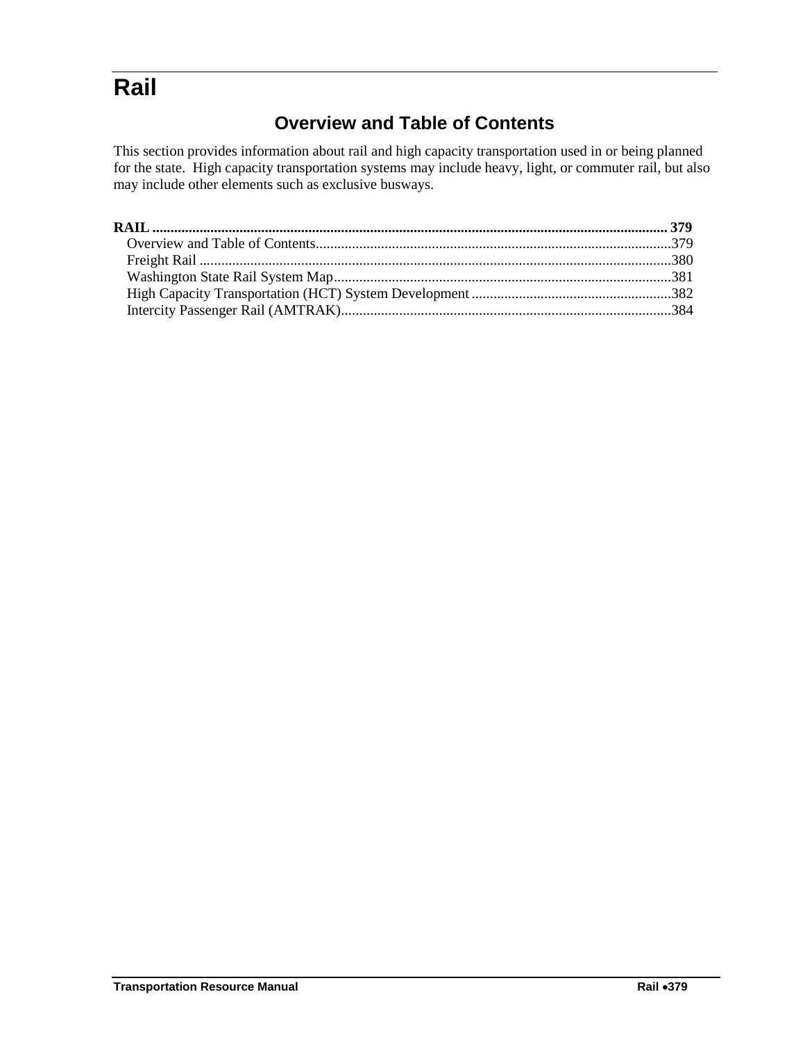# Rail

## Overview and Table of Contents

This section provides information about rail and high capacity transportation used in or being planned for the state. High capacity transportation systems may include heavy, light, or commuter rail, but also may include other elements such as exclusive busways.

**RAIL .......................................................................................................................... 379**

- Overview and Table of Contents.................................................................................379
- Freight Rail ..................................................................................................................380
- Washington State Rail System Map............................................................................381
- High Capacity Transportation (HCT) System Development .....................................382
- Intercity Passenger Rail (AMTRAK)..........................................................................384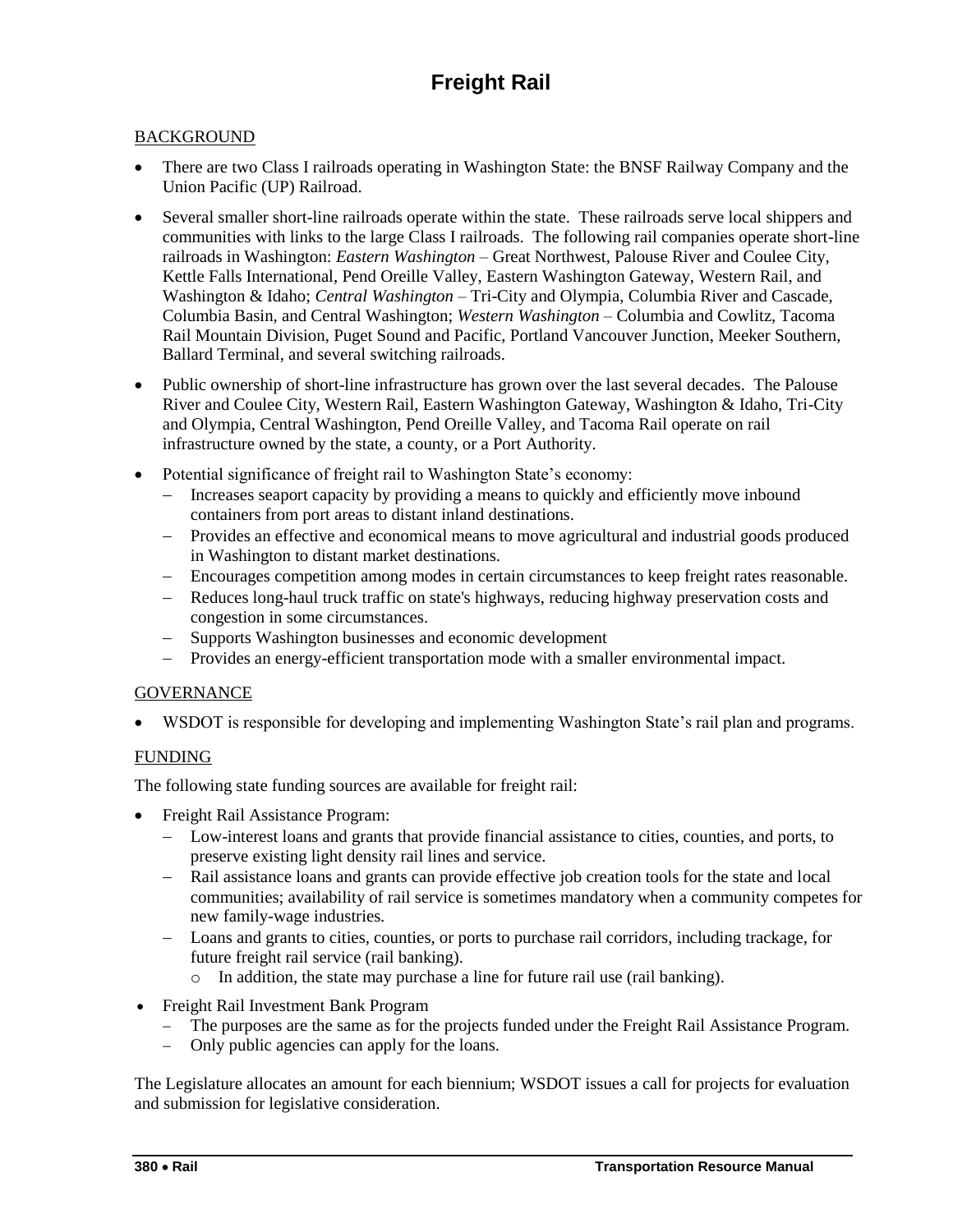# Freight Rail

BACKGROUND

- There are two Class I railroads operating in Washington State: the BNSF Railway Company and the Union Pacific (UP) Railroad.
- Several smaller short-line railroads operate within the state. These railroads serve local shippers and communities with links to the large Class I railroads. The following rail companies operate short-line railroads in Washington: *Eastern Washington* – Great Northwest, Palouse River and Coulee City, Kettle Falls International, Pend Oreille Valley, Eastern Washington Gateway, Western Rail, and Washington & Idaho; *Central Washington* – Tri-City and Olympia, Columbia River and Cascade, Columbia Basin, and Central Washington; *Western Washington* – Columbia and Cowlitz, Tacoma Rail Mountain Division, Puget Sound and Pacific, Portland Vancouver Junction, Meeker Southern, Ballard Terminal, and several switching railroads.
- Public ownership of short-line infrastructure has grown over the last several decades. The Palouse River and Coulee City, Western Rail, Eastern Washington Gateway, Washington & Idaho, Tri-City and Olympia, Central Washington, Pend Oreille Valley, and Tacoma Rail operate on rail infrastructure owned by the state, a county, or a Port Authority.
- Potential significance of freight rail to Washington State's economy:
  - Increases seaport capacity by providing a means to quickly and efficiently move inbound containers from port areas to distant inland destinations.
  - Provides an effective and economical means to move agricultural and industrial goods produced in Washington to distant market destinations.
  - Encourages competition among modes in certain circumstances to keep freight rates reasonable.
  - Reduces long-haul truck traffic on state's highways, reducing highway preservation costs and congestion in some circumstances.
  - Supports Washington businesses and economic development
  - Provides an energy-efficient transportation mode with a smaller environmental impact.

GOVERNANCE

- WSDOT is responsible for developing and implementing Washington State's rail plan and programs.

FUNDING

The following state funding sources are available for freight rail:

- Freight Rail Assistance Program:
  - Low-interest loans and grants that provide financial assistance to cities, counties, and ports, to preserve existing light density rail lines and service.
  - Rail assistance loans and grants can provide effective job creation tools for the state and local communities; availability of rail service is sometimes mandatory when a community competes for new family-wage industries.
  - Loans and grants to cities, counties, or ports to purchase rail corridors, including trackage, for future freight rail service (rail banking).
    - In addition, the state may purchase a line for future rail use (rail banking).
- Freight Rail Investment Bank Program
  - The purposes are the same as for the projects funded under the Freight Rail Assistance Program.
  - Only public agencies can apply for the loans.

The Legislature allocates an amount for each biennium; WSDOT issues a call for projects for evaluation and submission for legislative consideration.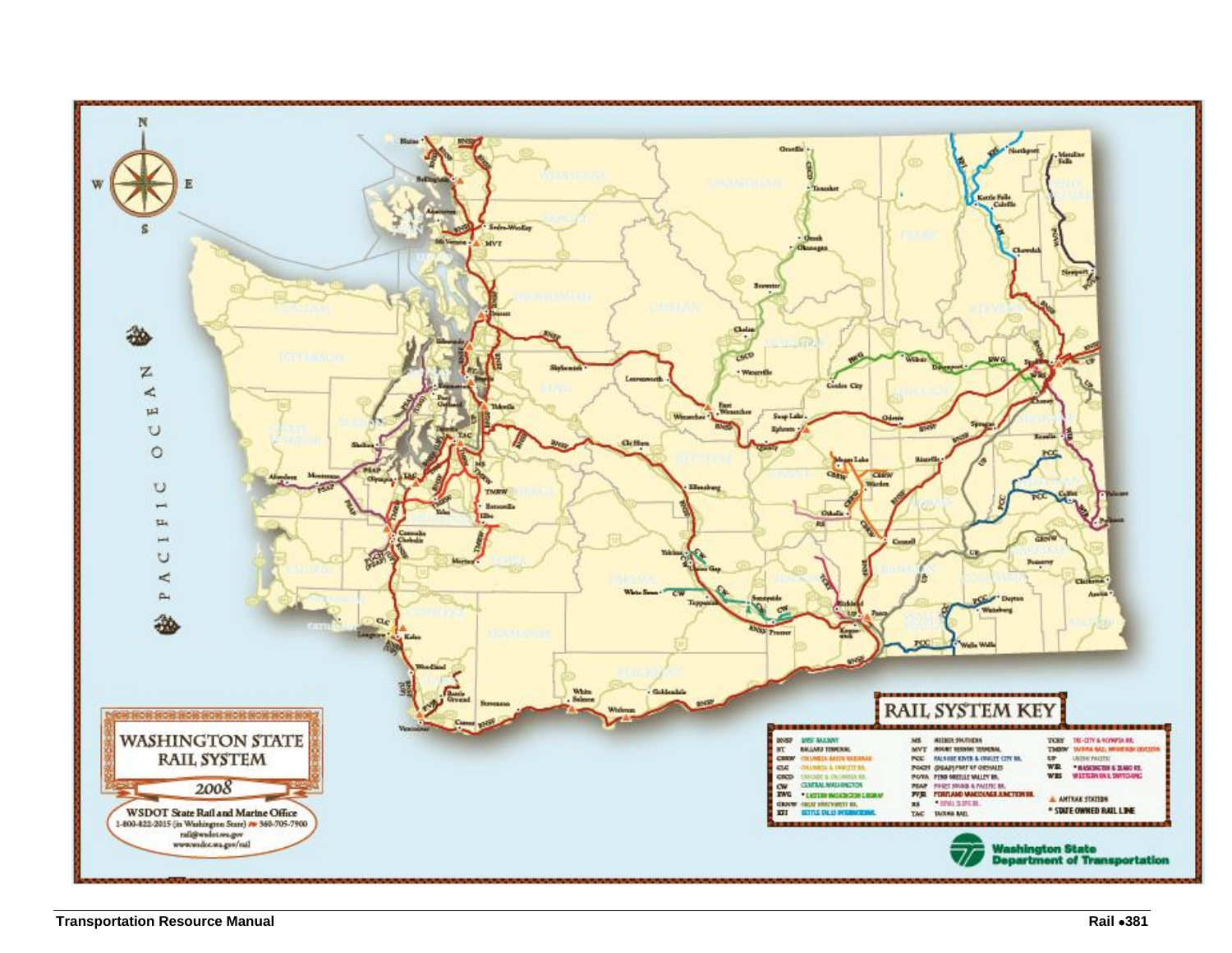# WASHINGTON STATE RAIL SYSTEM

2008

**WSDOT State Rail and Marine Office**
1-800-822-2015 (in Washington State) • 360-705-7900
rail@wsdot.wa.gov
www.wsdot.wa.gov/rail

## RAIL SYSTEM KEY

| Code | Railroad | Code | Railroad | Code | Railroad |
| --- | --- | --- | --- | --- | --- |
| BNSF | BNSF RAILWAY | MS | MEEKER SOUTHERN | TCRY | TRI-CITY & OLYMPIA RR. |
| BT | BALLARD TERMINAL | MVT | MOUNT VERNON TERMINAL | TMBW | TACOMA RAIL MOUNTAIN DIVISION |
| CBRW | COLUMBIA BASIN RAILROAD | PCC | PALOUSE RIVER & COULEE CITY RR. | UP | UNION PACIFIC |
| CLC | COLUMBIA & COWLITZ RR. | POCH | (PSAP) PORT OF CHEHALIS | WIR | * WASHINGTON & IDAHO RR. |
| CSCD | CASCADE & COLUMBIA RR. | POVA | PEND OREILLE VALLEY RR. | WRS | WESTERN RAIL SWITCHING |
| CW | CENTRAL WASHINGTON | PSAP | PUGET SOUND & PACIFIC RR. | | |
| EWG | * EASTERN WASHINGTON GATEWAY | PVJR | PORTLAND VANCOUVER JUNCTION RR. | | ▲ AMTRAK STATION |
| GRNW | GREAT NORTHWEST RR. | RS | * ROYAL SLOPE RR. | | * STATE OWNED RAIL LINE |
| KFI | KETTLE FALLS INTERNATIONAL | TAC | TACOMA RAIL | | |

Washington State Department of Transportation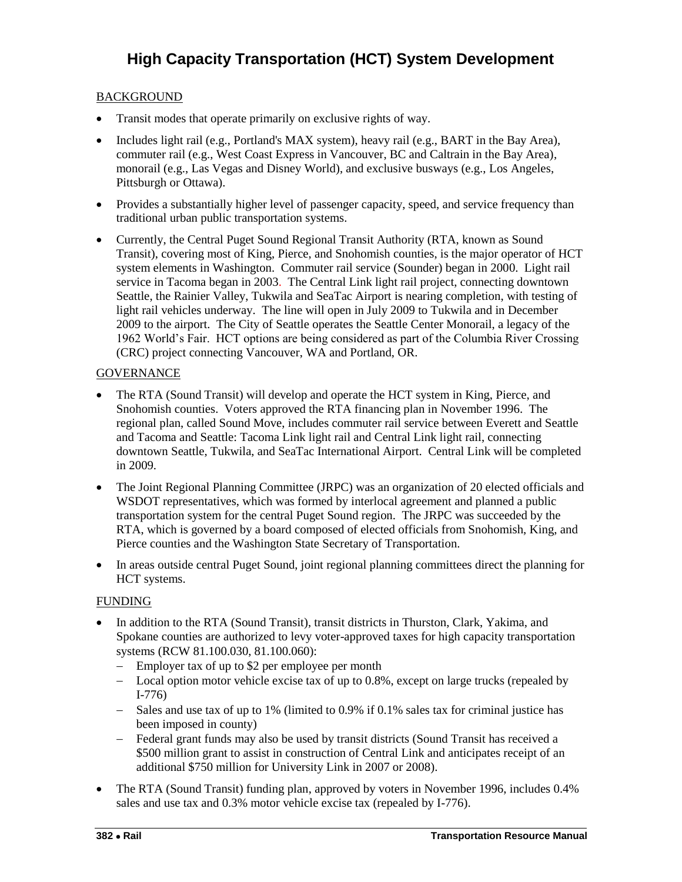# High Capacity Transportation (HCT) System Development

## BACKGROUND

- Transit modes that operate primarily on exclusive rights of way.
- Includes light rail (e.g., Portland's MAX system), heavy rail (e.g., BART in the Bay Area), commuter rail (e.g., West Coast Express in Vancouver, BC and Caltrain in the Bay Area), monorail (e.g., Las Vegas and Disney World), and exclusive busways (e.g., Los Angeles, Pittsburgh or Ottawa).
- Provides a substantially higher level of passenger capacity, speed, and service frequency than traditional urban public transportation systems.
- Currently, the Central Puget Sound Regional Transit Authority (RTA, known as Sound Transit), covering most of King, Pierce, and Snohomish counties, is the major operator of HCT system elements in Washington. Commuter rail service (Sounder) began in 2000. Light rail service in Tacoma began in 2003. The Central Link light rail project, connecting downtown Seattle, the Rainier Valley, Tukwila and SeaTac Airport is nearing completion, with testing of light rail vehicles underway. The line will open in July 2009 to Tukwila and in December 2009 to the airport. The City of Seattle operates the Seattle Center Monorail, a legacy of the 1962 World's Fair. HCT options are being considered as part of the Columbia River Crossing (CRC) project connecting Vancouver, WA and Portland, OR.

## GOVERNANCE

- The RTA (Sound Transit) will develop and operate the HCT system in King, Pierce, and Snohomish counties. Voters approved the RTA financing plan in November 1996. The regional plan, called Sound Move, includes commuter rail service between Everett and Seattle and Tacoma and Seattle: Tacoma Link light rail and Central Link light rail, connecting downtown Seattle, Tukwila, and SeaTac International Airport. Central Link will be completed in 2009.
- The Joint Regional Planning Committee (JRPC) was an organization of 20 elected officials and WSDOT representatives, which was formed by interlocal agreement and planned a public transportation system for the central Puget Sound region. The JRPC was succeeded by the RTA, which is governed by a board composed of elected officials from Snohomish, King, and Pierce counties and the Washington State Secretary of Transportation.
- In areas outside central Puget Sound, joint regional planning committees direct the planning for HCT systems.

## FUNDING

- In addition to the RTA (Sound Transit), transit districts in Thurston, Clark, Yakima, and Spokane counties are authorized to levy voter-approved taxes for high capacity transportation systems (RCW 81.100.030, 81.100.060):
  - Employer tax of up to $2 per employee per month
  - Local option motor vehicle excise tax of up to 0.8%, except on large trucks (repealed by I-776)
  - Sales and use tax of up to 1% (limited to 0.9% if 0.1% sales tax for criminal justice has been imposed in county)
  - Federal grant funds may also be used by transit districts (Sound Transit has received a $500 million grant to assist in construction of Central Link and anticipates receipt of an additional $750 million for University Link in 2007 or 2008).
- The RTA (Sound Transit) funding plan, approved by voters in November 1996, includes 0.4% sales and use tax and 0.3% motor vehicle excise tax (repealed by I-776).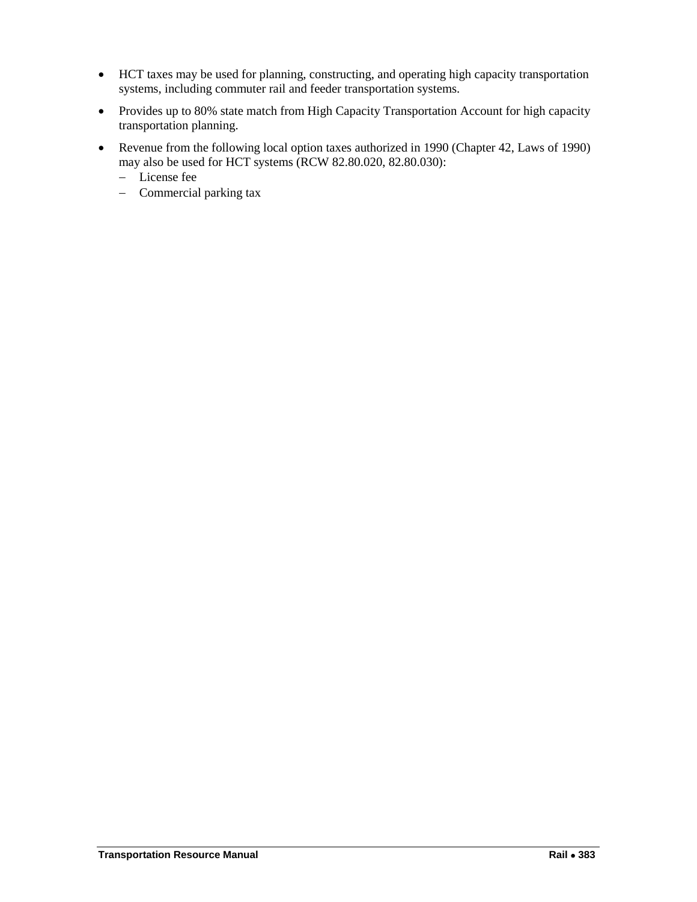- HCT taxes may be used for planning, constructing, and operating high capacity transportation systems, including commuter rail and feeder transportation systems.
- Provides up to 80% state match from High Capacity Transportation Account for high capacity transportation planning.
- Revenue from the following local option taxes authorized in 1990 (Chapter 42, Laws of 1990) may also be used for HCT systems (RCW 82.80.020, 82.80.030):
  - License fee
  - Commercial parking tax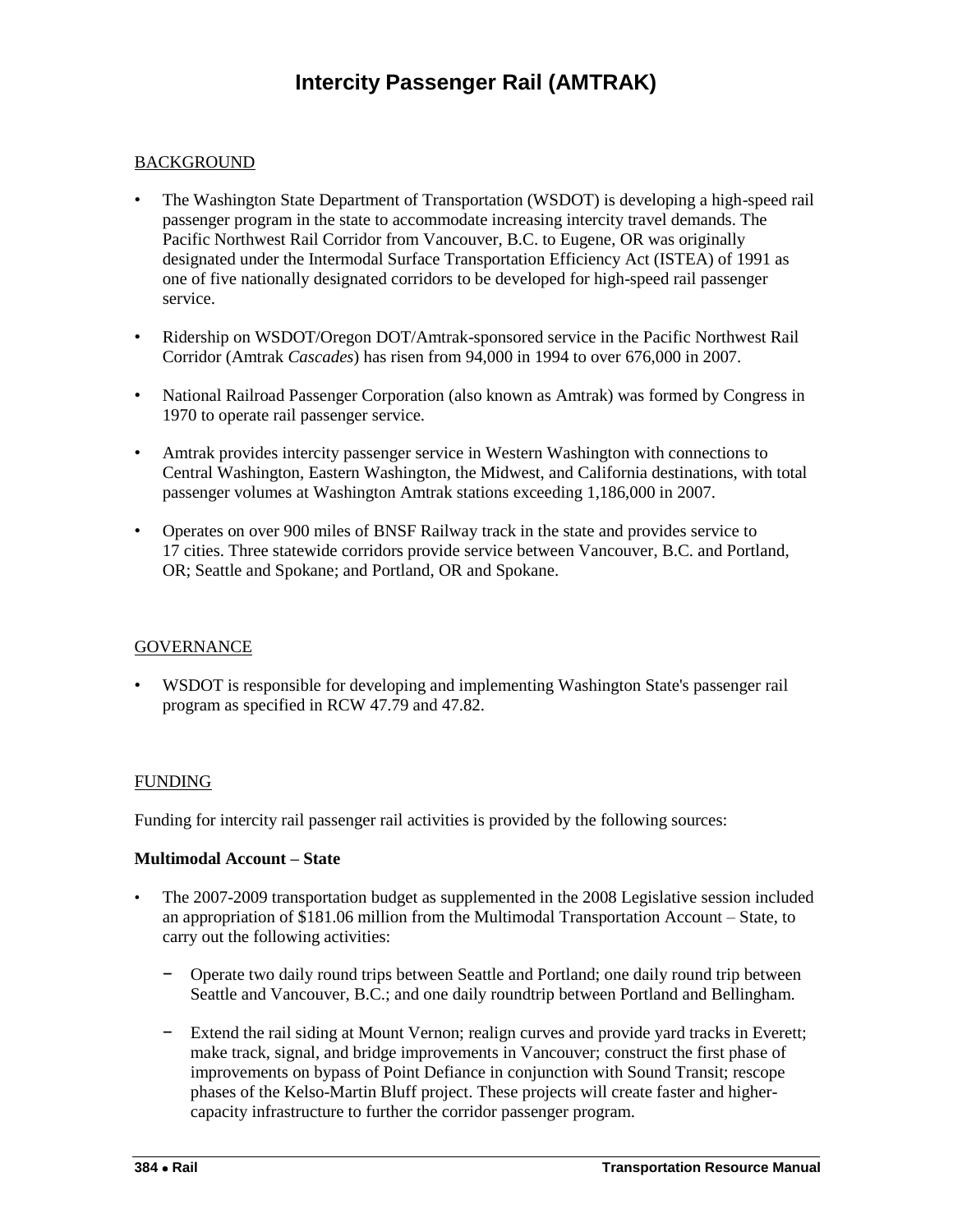# Intercity Passenger Rail (AMTRAK)

## BACKGROUND

- The Washington State Department of Transportation (WSDOT) is developing a high-speed rail passenger program in the state to accommodate increasing intercity travel demands. The Pacific Northwest Rail Corridor from Vancouver, B.C. to Eugene, OR was originally designated under the Intermodal Surface Transportation Efficiency Act (ISTEA) of 1991 as one of five nationally designated corridors to be developed for high-speed rail passenger service.

- Ridership on WSDOT/Oregon DOT/Amtrak-sponsored service in the Pacific Northwest Rail Corridor (Amtrak *Cascades*) has risen from 94,000 in 1994 to over 676,000 in 2007.

- National Railroad Passenger Corporation (also known as Amtrak) was formed by Congress in 1970 to operate rail passenger service.

- Amtrak provides intercity passenger service in Western Washington with connections to Central Washington, Eastern Washington, the Midwest, and California destinations, with total passenger volumes at Washington Amtrak stations exceeding 1,186,000 in 2007.

- Operates on over 900 miles of BNSF Railway track in the state and provides service to 17 cities. Three statewide corridors provide service between Vancouver, B.C. and Portland, OR; Seattle and Spokane; and Portland, OR and Spokane.

## GOVERNANCE

- WSDOT is responsible for developing and implementing Washington State's passenger rail program as specified in RCW 47.79 and 47.82.

## FUNDING

Funding for intercity rail passenger rail activities is provided by the following sources:

**Multimodal Account – State**

- The 2007-2009 transportation budget as supplemented in the 2008 Legislative session included an appropriation of $181.06 million from the Multimodal Transportation Account – State, to carry out the following activities:
  - Operate two daily round trips between Seattle and Portland; one daily round trip between Seattle and Vancouver, B.C.; and one daily roundtrip between Portland and Bellingham.
  - Extend the rail siding at Mount Vernon; realign curves and provide yard tracks in Everett; make track, signal, and bridge improvements in Vancouver; construct the first phase of improvements on bypass of Point Defiance in conjunction with Sound Transit; rescope phases of the Kelso-Martin Bluff project. These projects will create faster and higher-capacity infrastructure to further the corridor passenger program.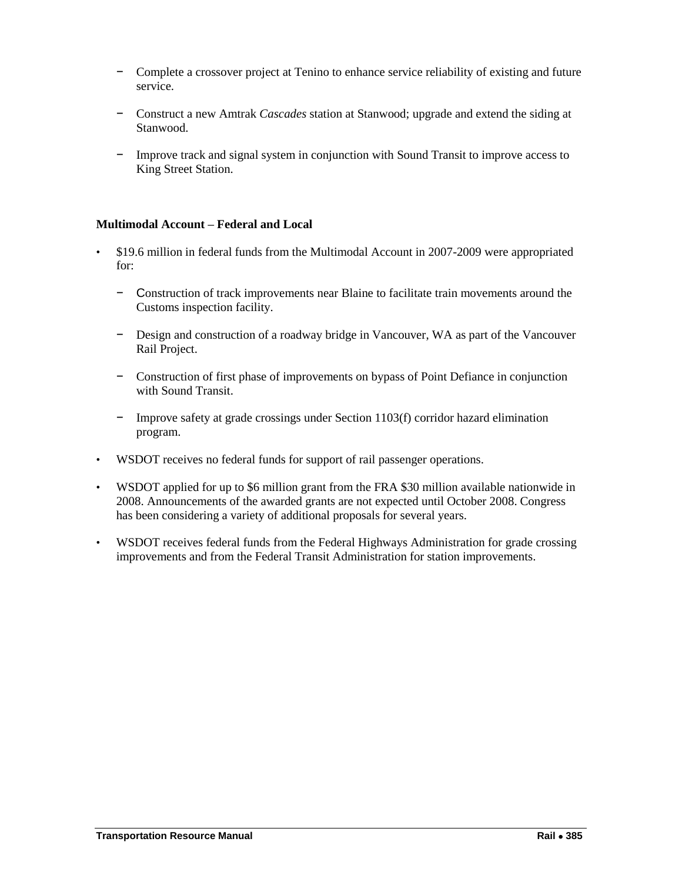- Complete a crossover project at Tenino to enhance service reliability of existing and future service.
- Construct a new Amtrak *Cascades* station at Stanwood; upgrade and extend the siding at Stanwood.
- Improve track and signal system in conjunction with Sound Transit to improve access to King Street Station.

**Multimodal Account – Federal and Local**

- $19.6 million in federal funds from the Multimodal Account in 2007-2009 were appropriated for:
  - Construction of track improvements near Blaine to facilitate train movements around the Customs inspection facility.
  - Design and construction of a roadway bridge in Vancouver, WA as part of the Vancouver Rail Project.
  - Construction of first phase of improvements on bypass of Point Defiance in conjunction with Sound Transit.
  - Improve safety at grade crossings under Section 1103(f) corridor hazard elimination program.
- WSDOT receives no federal funds for support of rail passenger operations.
- WSDOT applied for up to $6 million grant from the FRA $30 million available nationwide in 2008. Announcements of the awarded grants are not expected until October 2008. Congress has been considering a variety of additional proposals for several years.
- WSDOT receives federal funds from the Federal Highways Administration for grade crossing improvements and from the Federal Transit Administration for station improvements.